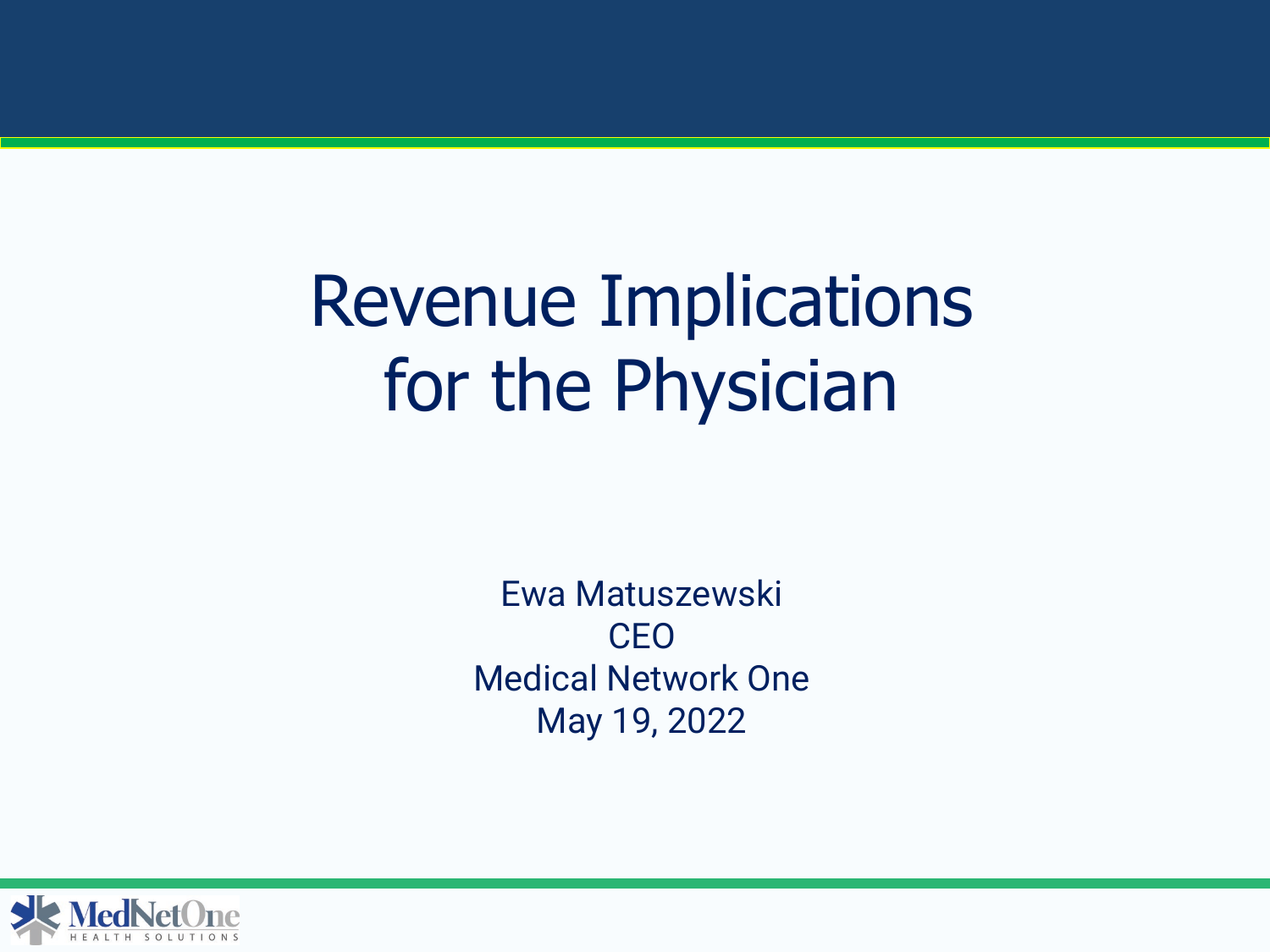# Revenue Implications for the Physician

Ewa Matuszewski
CEO
Medical Network One
May 19, 2022

MedNetOne
HEALTH SOLUTIONS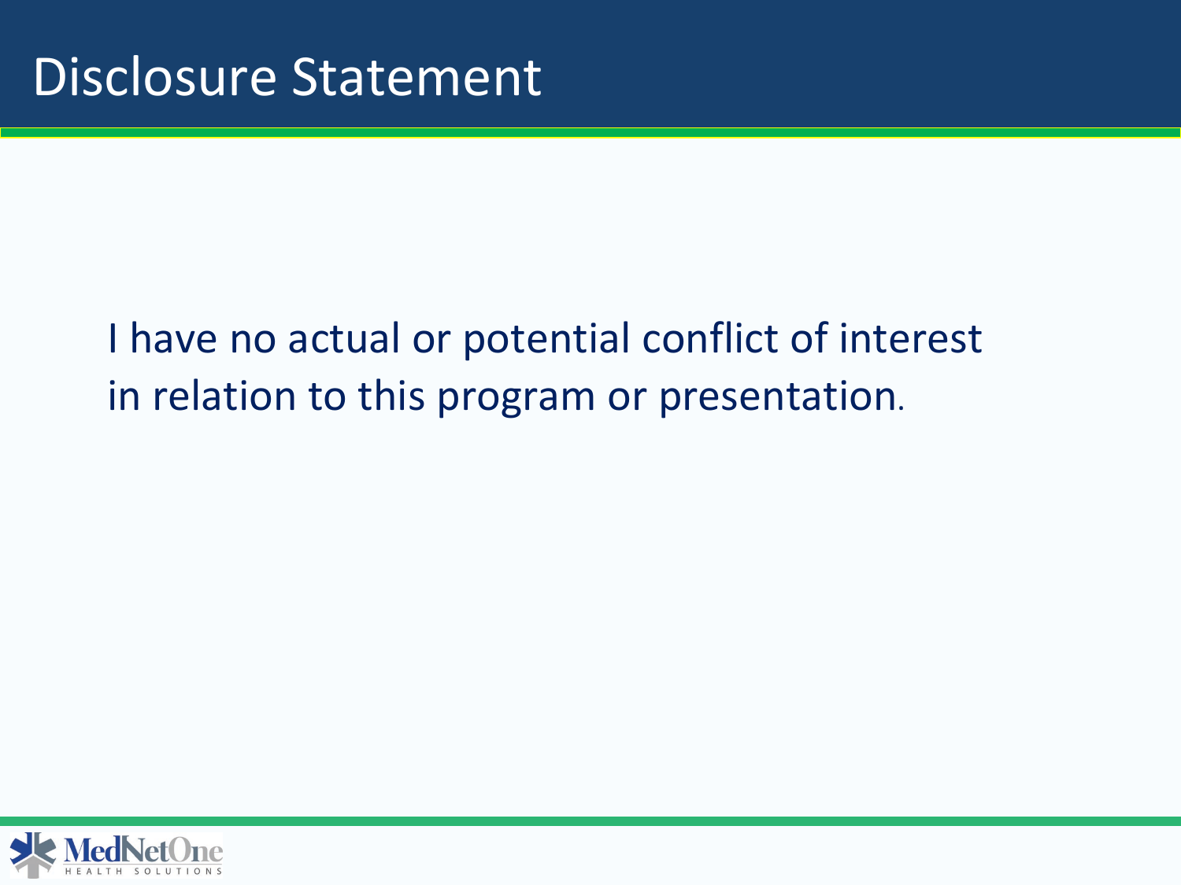# Disclosure Statement

I have no actual or potential conflict of interest in relation to this program or presentation.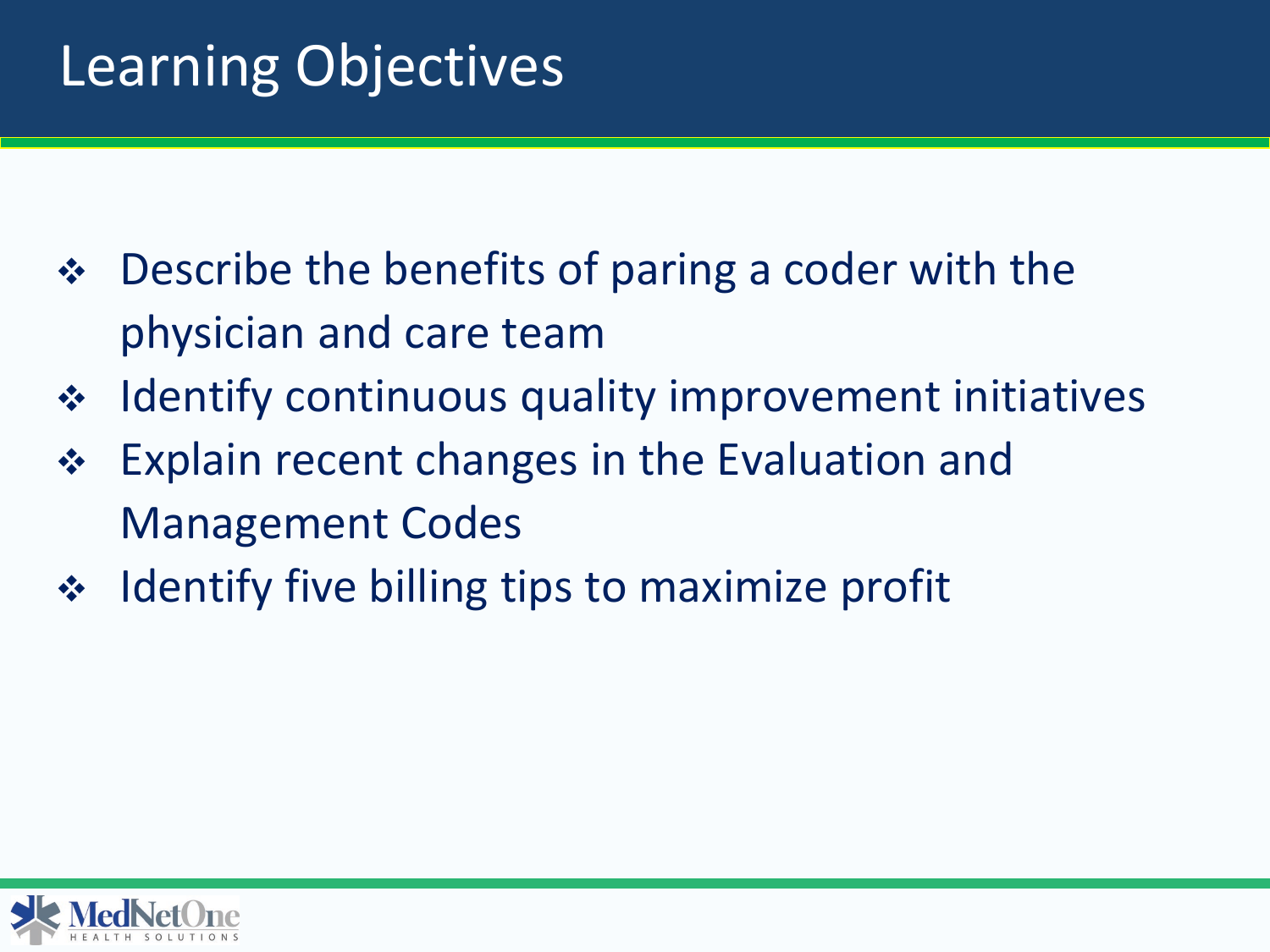# Learning Objectives

- Describe the benefits of paring a coder with the physician and care team
- Identify continuous quality improvement initiatives
- Explain recent changes in the Evaluation and Management Codes
- Identify five billing tips to maximize profit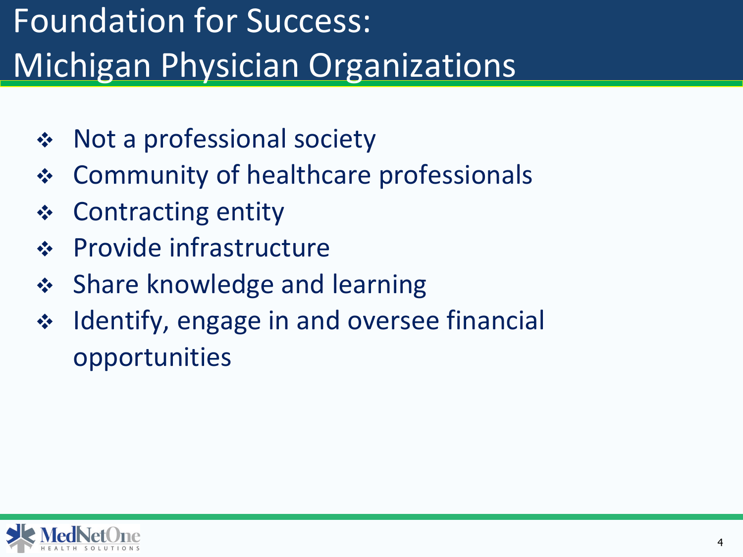# Foundation for Success: Michigan Physician Organizations

- Not a professional society
- Community of healthcare professionals
- Contracting entity
- Provide infrastructure
- Share knowledge and learning
- Identify, engage in and oversee financial opportunities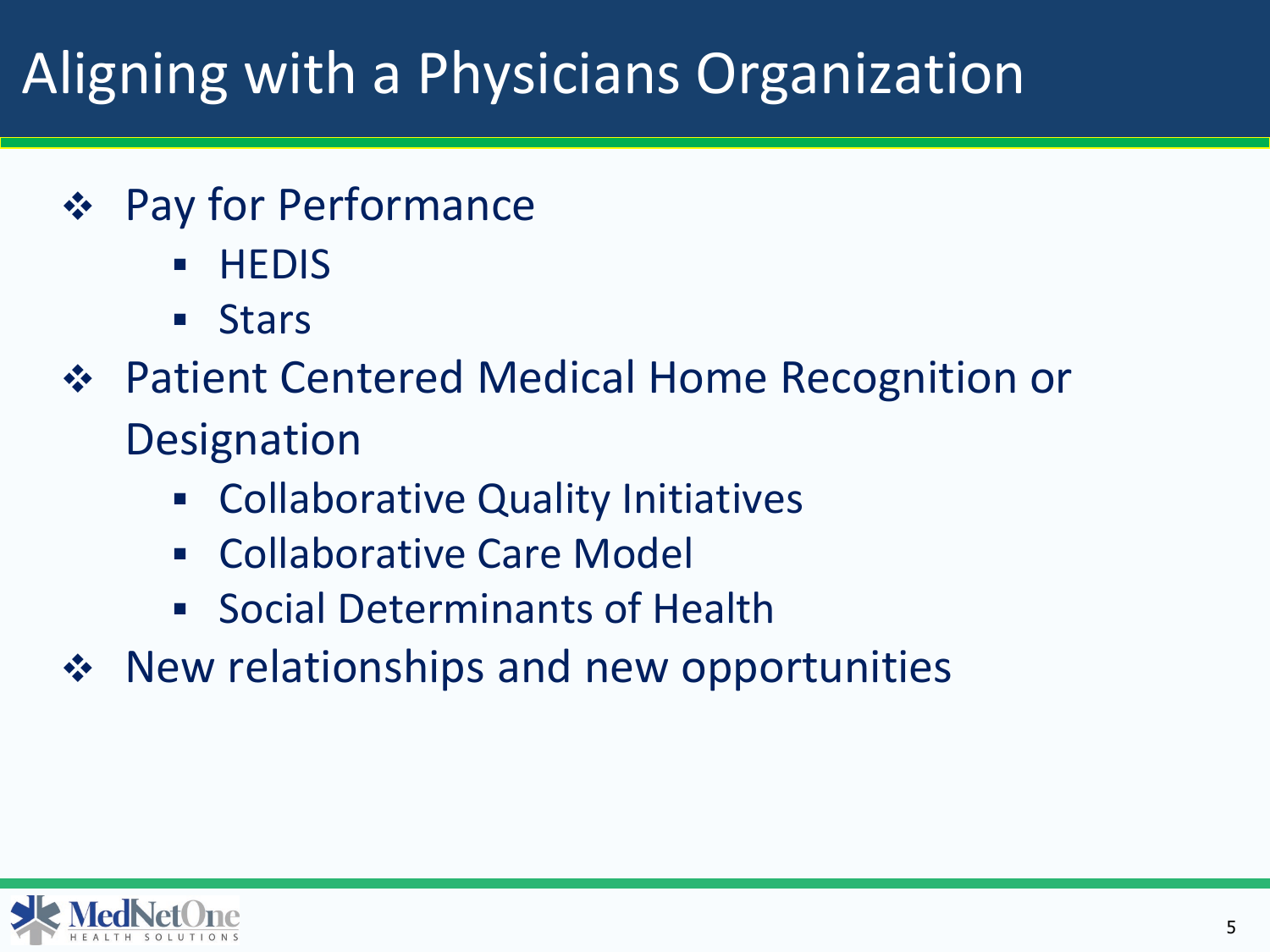# Aligning with a Physicians Organization

- Pay for Performance
  - HEDIS
  - Stars
- Patient Centered Medical Home Recognition or Designation
  - Collaborative Quality Initiatives
  - Collaborative Care Model
  - Social Determinants of Health
- New relationships and new opportunities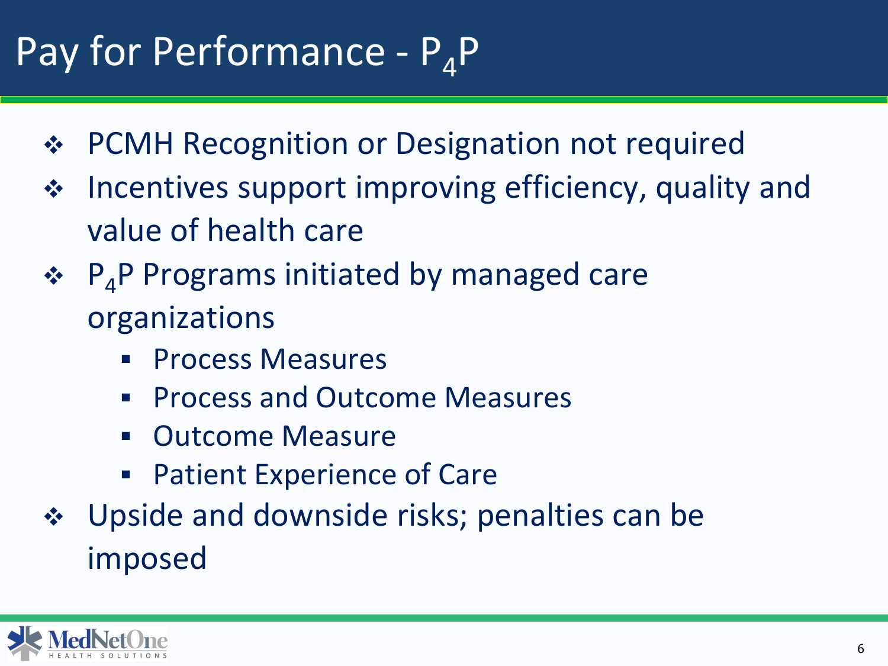# Pay for Performance - $P_4P$

- PCMH Recognition or Designation not required
- Incentives support improving efficiency, quality and value of health care
- $P_4P$ Programs initiated by managed care organizations
  - Process Measures
  - Process and Outcome Measures
  - Outcome Measure
  - Patient Experience of Care
- Upside and downside risks; penalties can be imposed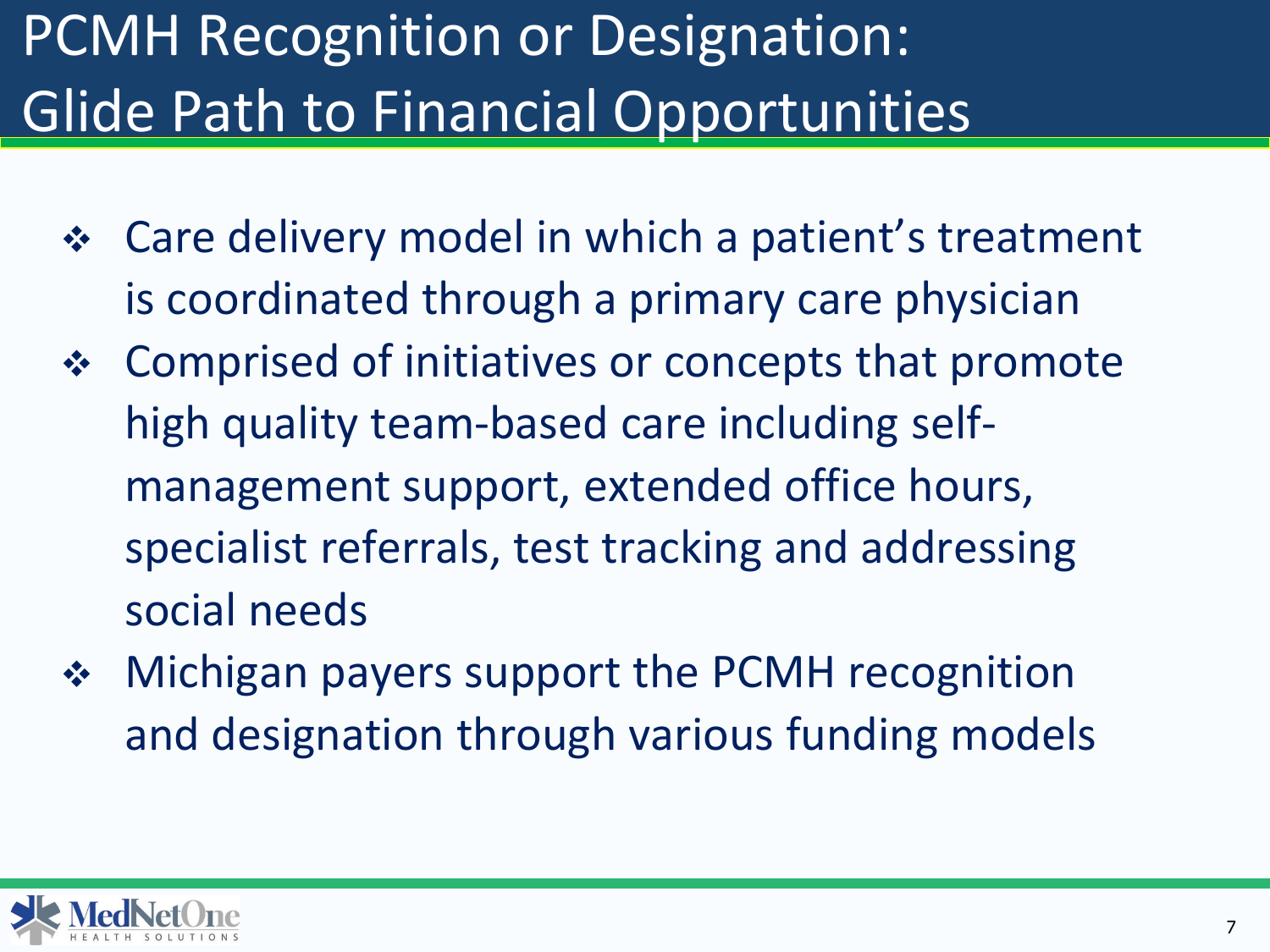# PCMH Recognition or Designation: Glide Path to Financial Opportunities

- Care delivery model in which a patient's treatment is coordinated through a primary care physician
- Comprised of initiatives or concepts that promote high quality team-based care including self-management support, extended office hours, specialist referrals, test tracking and addressing social needs
- Michigan payers support the PCMH recognition and designation through various funding models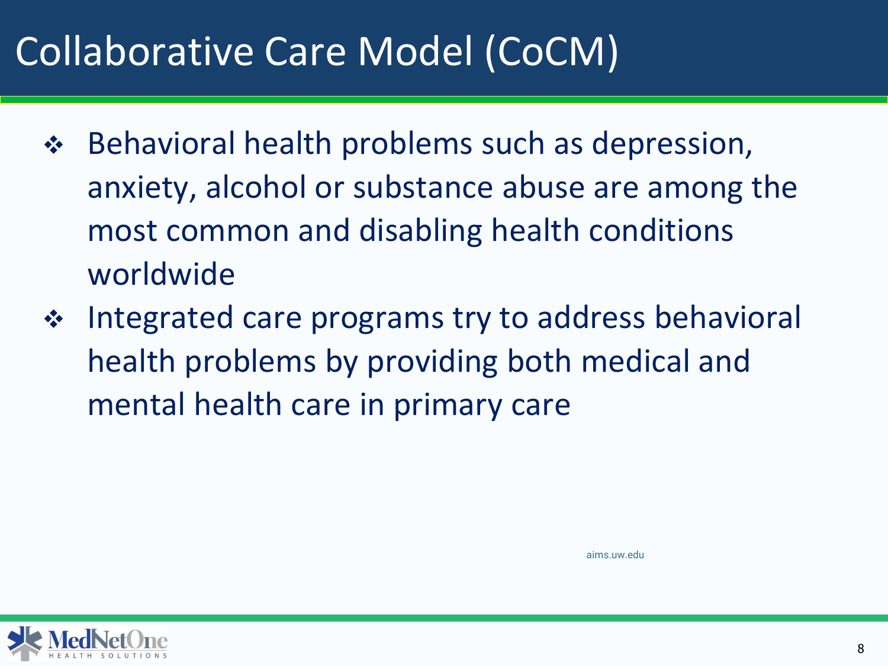# Collaborative Care Model (CoCM)

- Behavioral health problems such as depression, anxiety, alcohol or substance abuse are among the most common and disabling health conditions worldwide
- Integrated care programs try to address behavioral health problems by providing both medical and mental health care in primary care

aims.uw.edu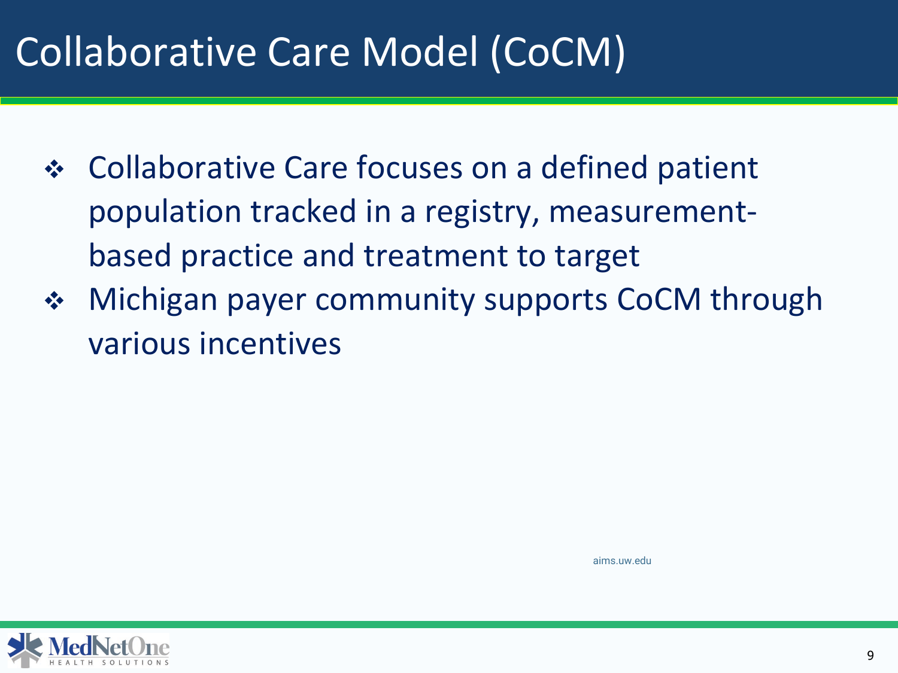# Collaborative Care Model (CoCM)

- Collaborative Care focuses on a defined patient population tracked in a registry, measurement-based practice and treatment to target
- Michigan payer community supports CoCM through various incentives

aims.uw.edu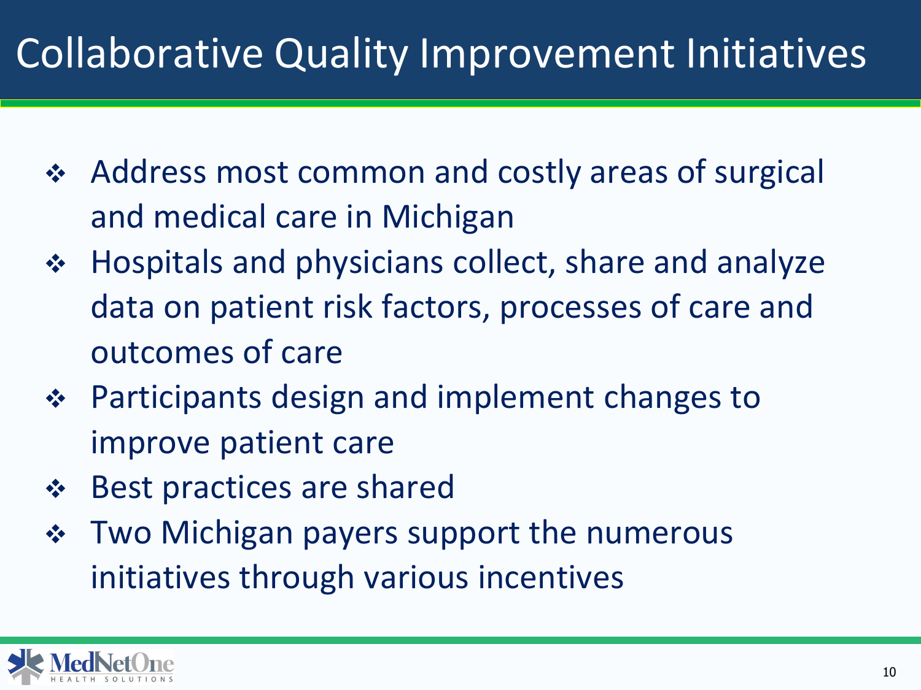# Collaborative Quality Improvement Initiatives

- Address most common and costly areas of surgical and medical care in Michigan
- Hospitals and physicians collect, share and analyze data on patient risk factors, processes of care and outcomes of care
- Participants design and implement changes to improve patient care
- Best practices are shared
- Two Michigan payers support the numerous initiatives through various incentives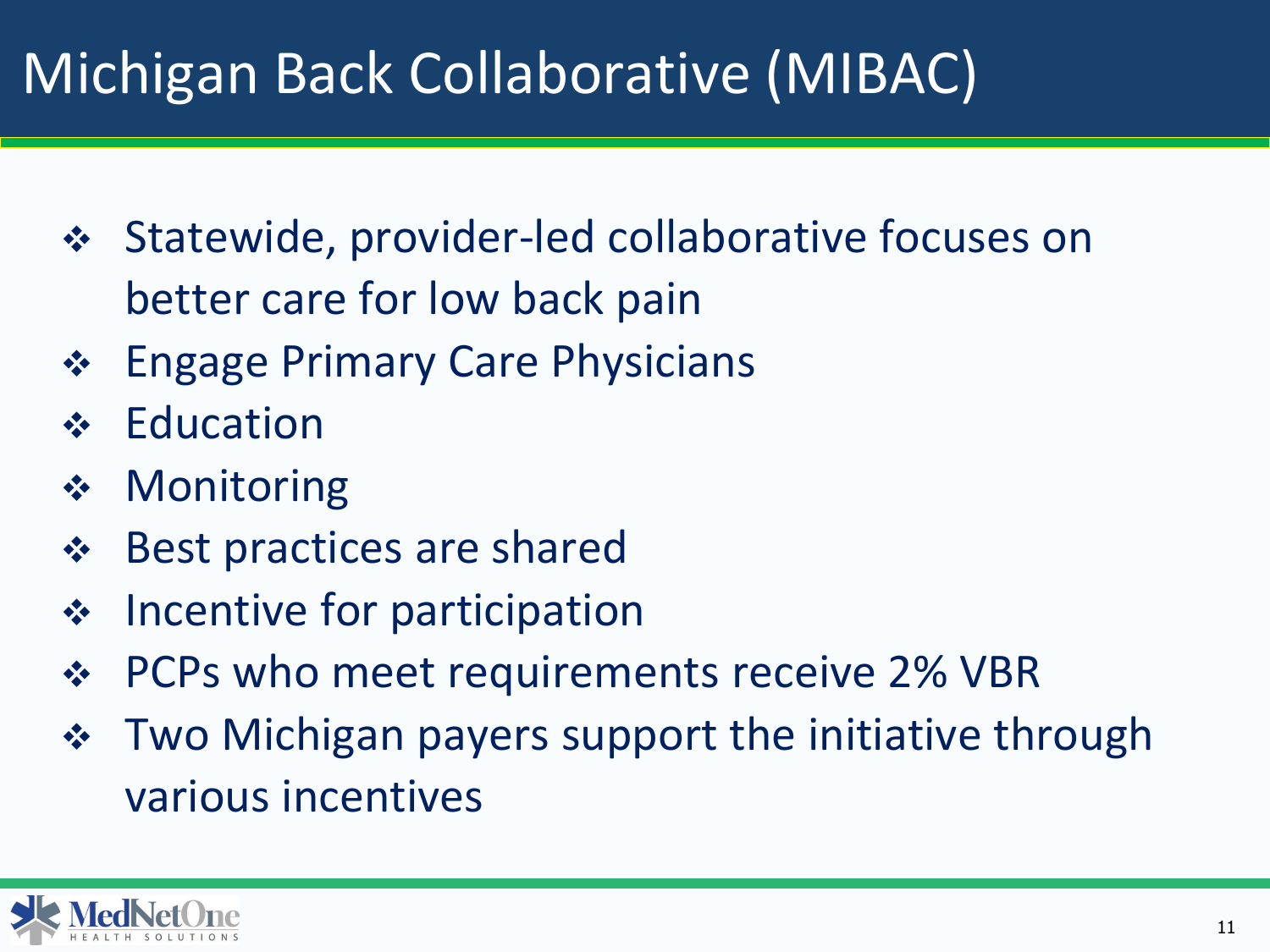# Michigan Back Collaborative (MIBAC)

- Statewide, provider-led collaborative focuses on better care for low back pain
- Engage Primary Care Physicians
- Education
- Monitoring
- Best practices are shared
- Incentive for participation
- PCPs who meet requirements receive 2% VBR
- Two Michigan payers support the initiative through various incentives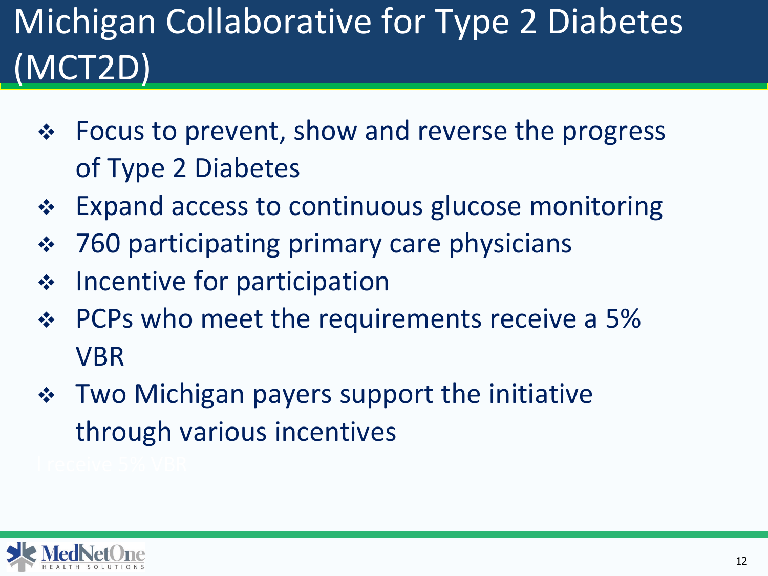# Michigan Collaborative for Type 2 Diabetes (MCT2D)

- Focus to prevent, show and reverse the progress of Type 2 Diabetes
- Expand access to continuous glucose monitoring
- 760 participating primary care physicians
- Incentive for participation
- PCPs who meet the requirements receive a 5% VBR
- Two Michigan payers support the initiative through various incentives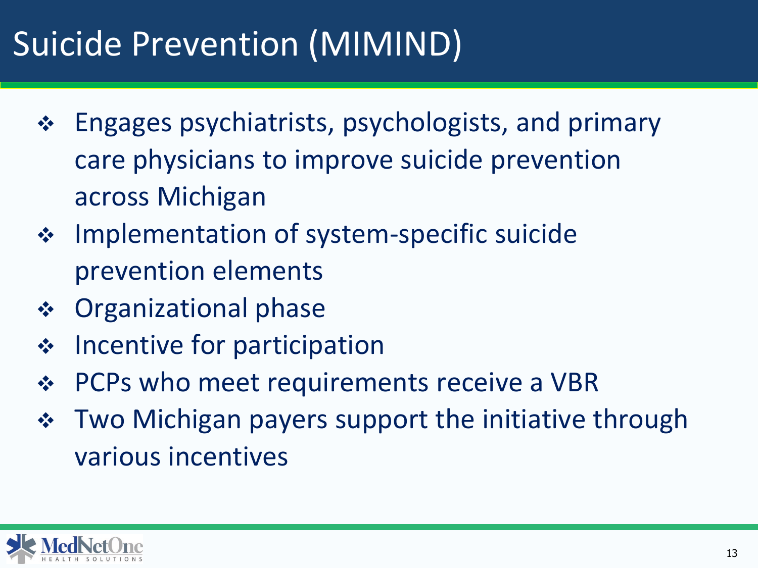# Suicide Prevention (MIMIND)

- Engages psychiatrists, psychologists, and primary care physicians to improve suicide prevention across Michigan
- Implementation of system-specific suicide prevention elements
- Organizational phase
- Incentive for participation
- PCPs who meet requirements receive a VBR
- Two Michigan payers support the initiative through various incentives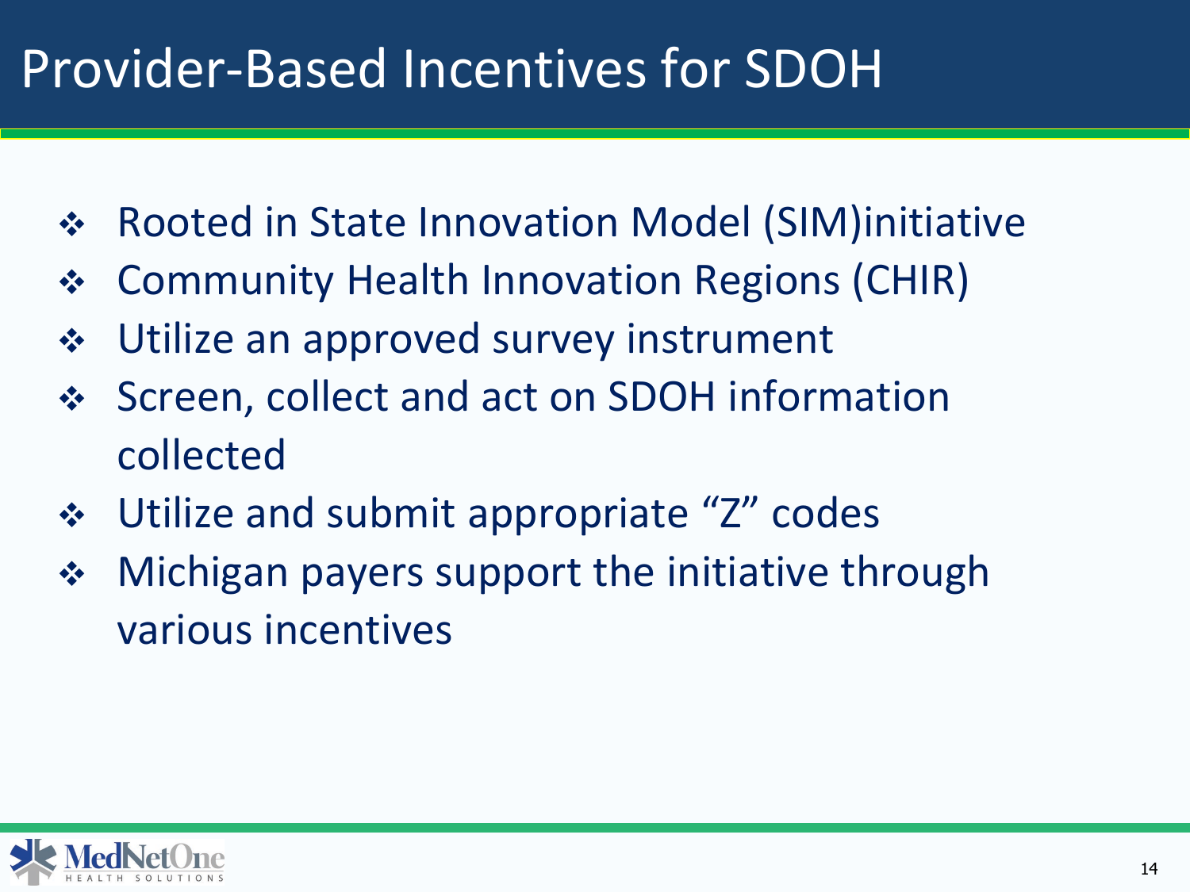# Provider-Based Incentives for SDOH

- Rooted in State Innovation Model (SIM)initiative
- Community Health Innovation Regions (CHIR)
- Utilize an approved survey instrument
- Screen, collect and act on SDOH information collected
- Utilize and submit appropriate "Z" codes
- Michigan payers support the initiative through various incentives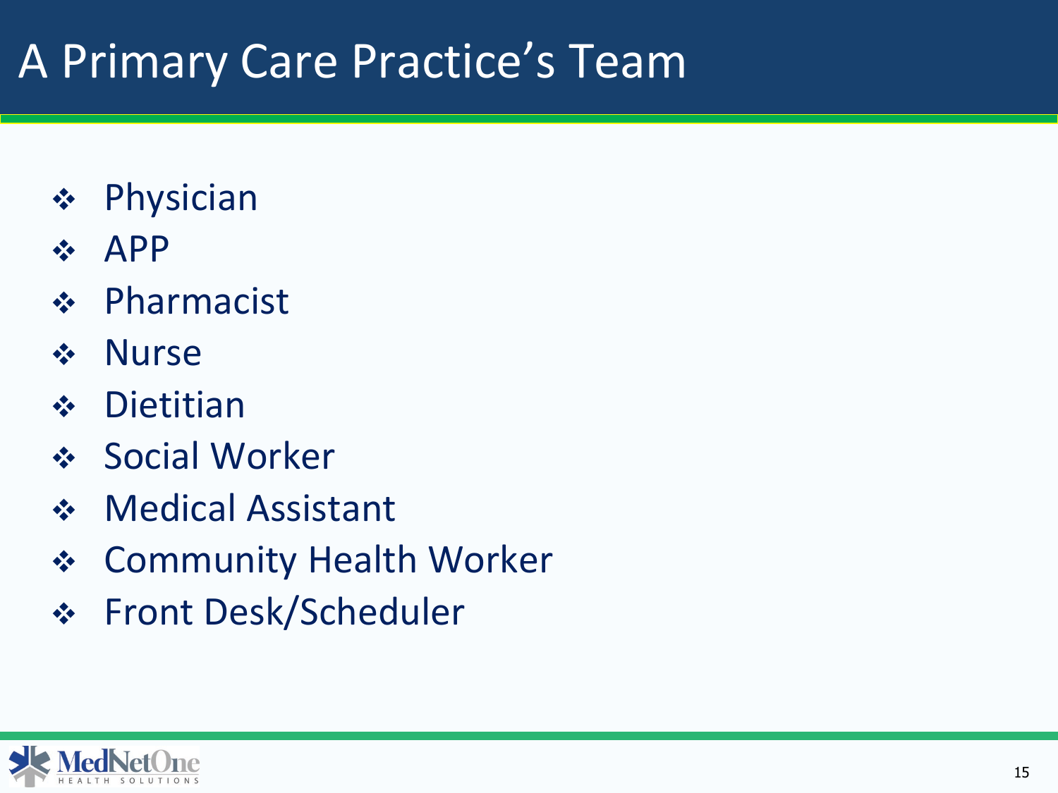# A Primary Care Practice's Team

- Physician
- APP
- Pharmacist
- Nurse
- Dietitian
- Social Worker
- Medical Assistant
- Community Health Worker
- Front Desk/Scheduler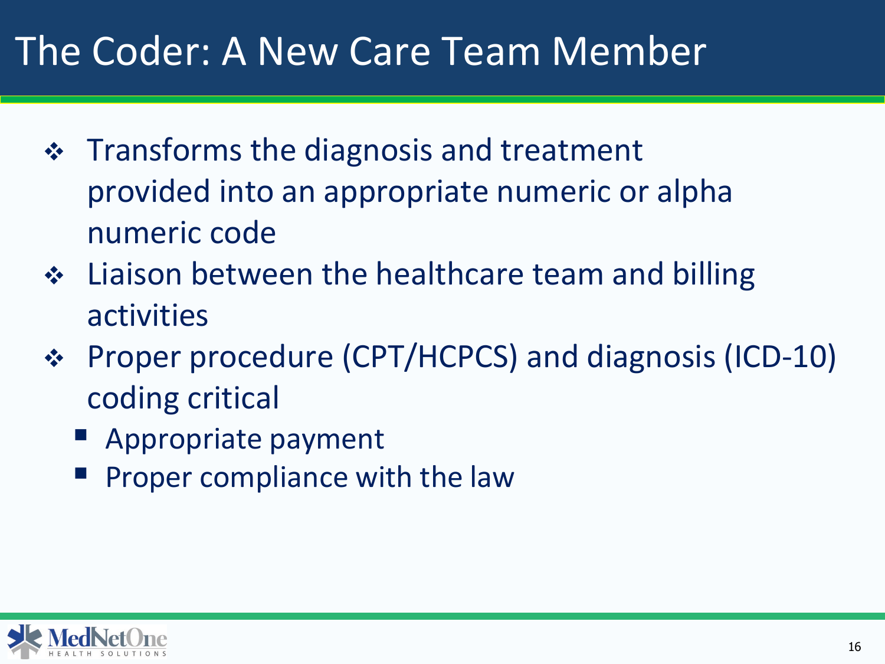# The Coder: A New Care Team Member

- Transforms the diagnosis and treatment provided into an appropriate numeric or alpha numeric code
- Liaison between the healthcare team and billing activities
- Proper procedure (CPT/HCPCS) and diagnosis (ICD-10) coding critical
  - Appropriate payment
  - Proper compliance with the law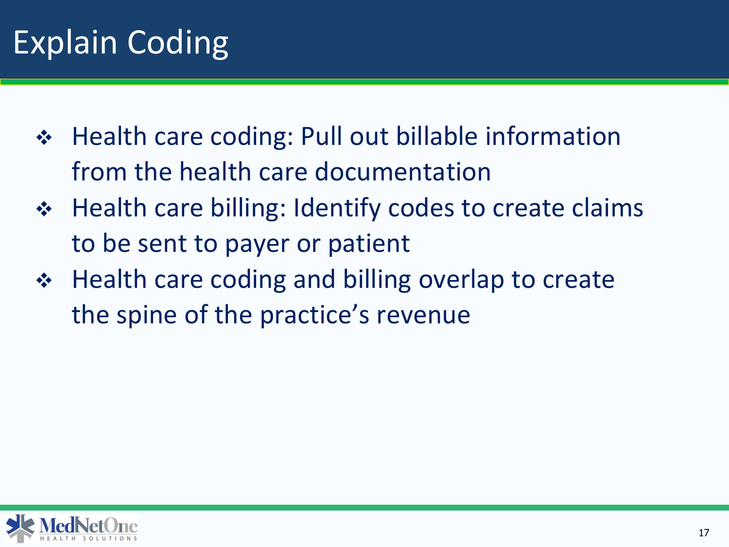# Explain Coding

- Health care coding: Pull out billable information from the health care documentation
- Health care billing: Identify codes to create claims to be sent to payer or patient
- Health care coding and billing overlap to create the spine of the practice's revenue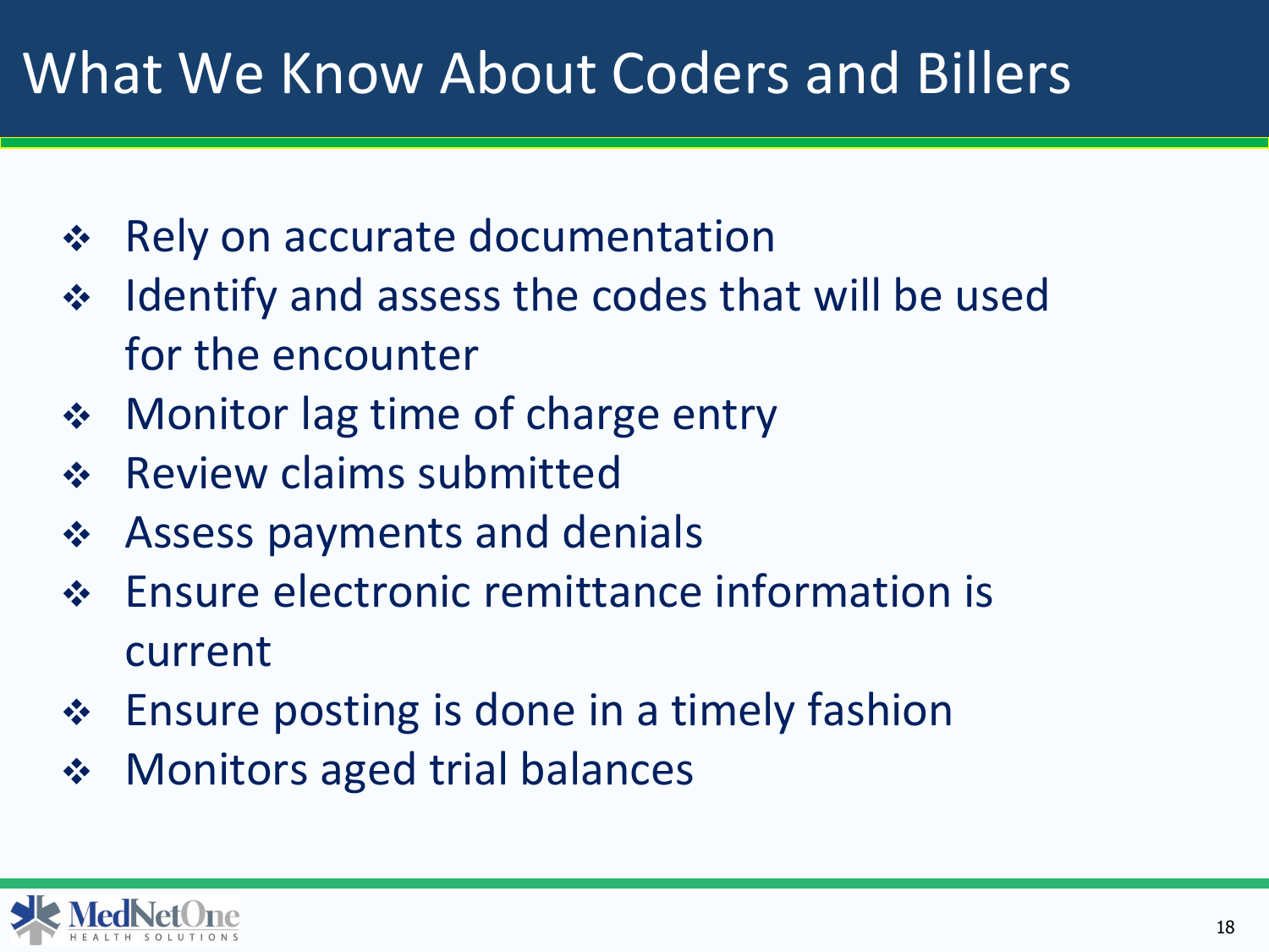# What We Know About Coders and Billers

- Rely on accurate documentation
- Identify and assess the codes that will be used for the encounter
- Monitor lag time of charge entry
- Review claims submitted
- Assess payments and denials
- Ensure electronic remittance information is current
- Ensure posting is done in a timely fashion
- Monitors aged trial balances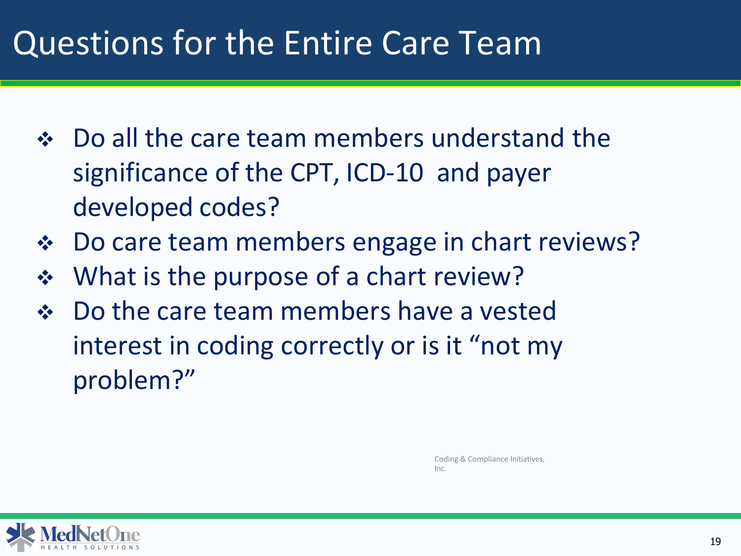# Questions for the Entire Care Team

- Do all the care team members understand the significance of the CPT, ICD-10  and payer developed codes?
- Do care team members engage in chart reviews?
- What is the purpose of a chart review?
- Do the care team members have a vested interest in coding correctly or is it “not my problem?”

Coding & Compliance Initiatives, Inc.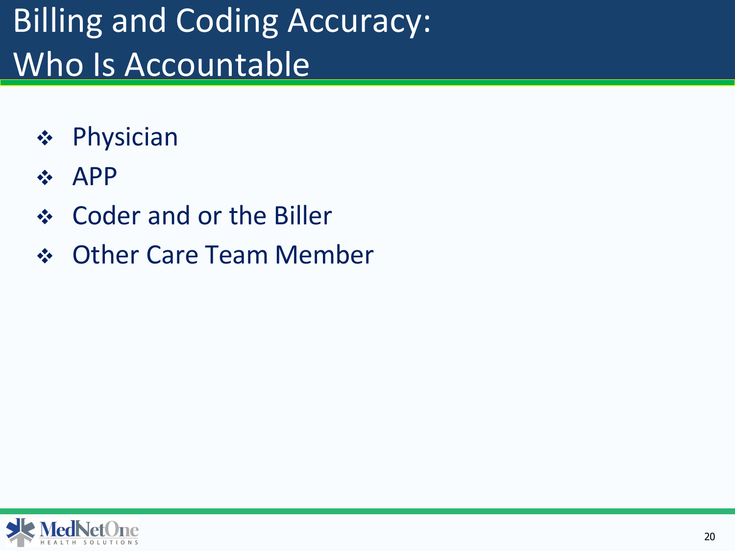# Billing and Coding Accuracy: Who Is Accountable

- Physician
- APP
- Coder and or the Biller
- Other Care Team Member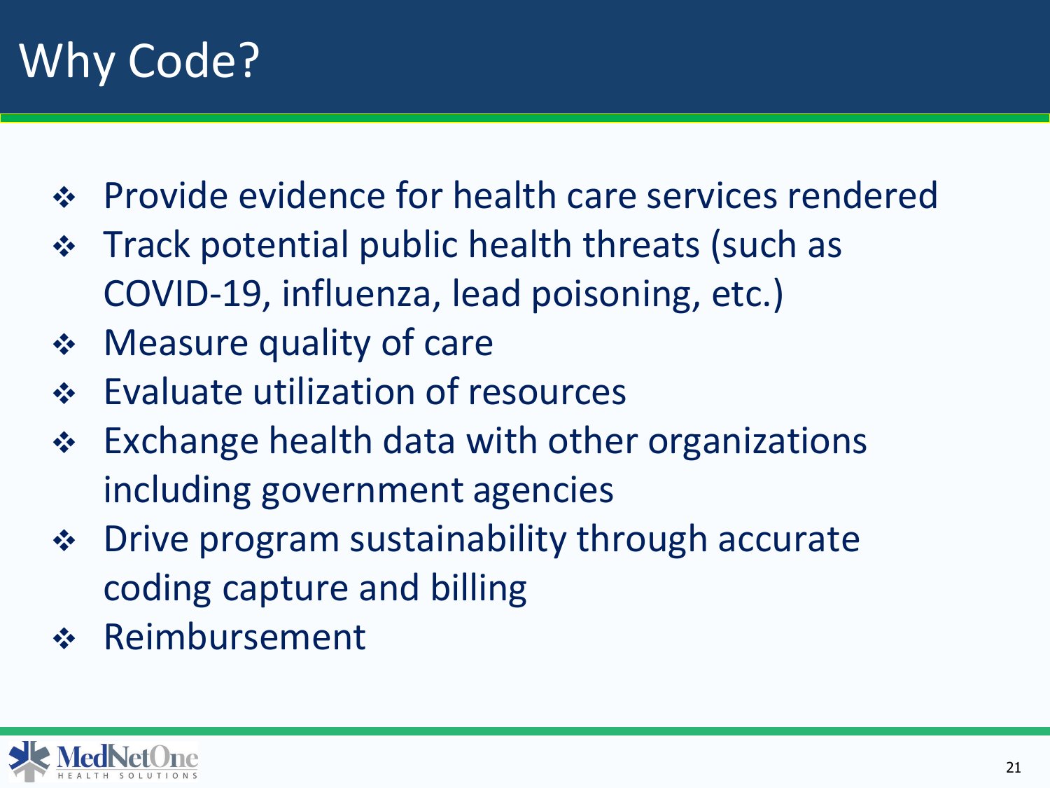# Why Code?

- Provide evidence for health care services rendered
- Track potential public health threats (such as COVID-19, influenza, lead poisoning, etc.)
- Measure quality of care
- Evaluate utilization of resources
- Exchange health data with other organizations including government agencies
- Drive program sustainability through accurate coding capture and billing
- Reimbursement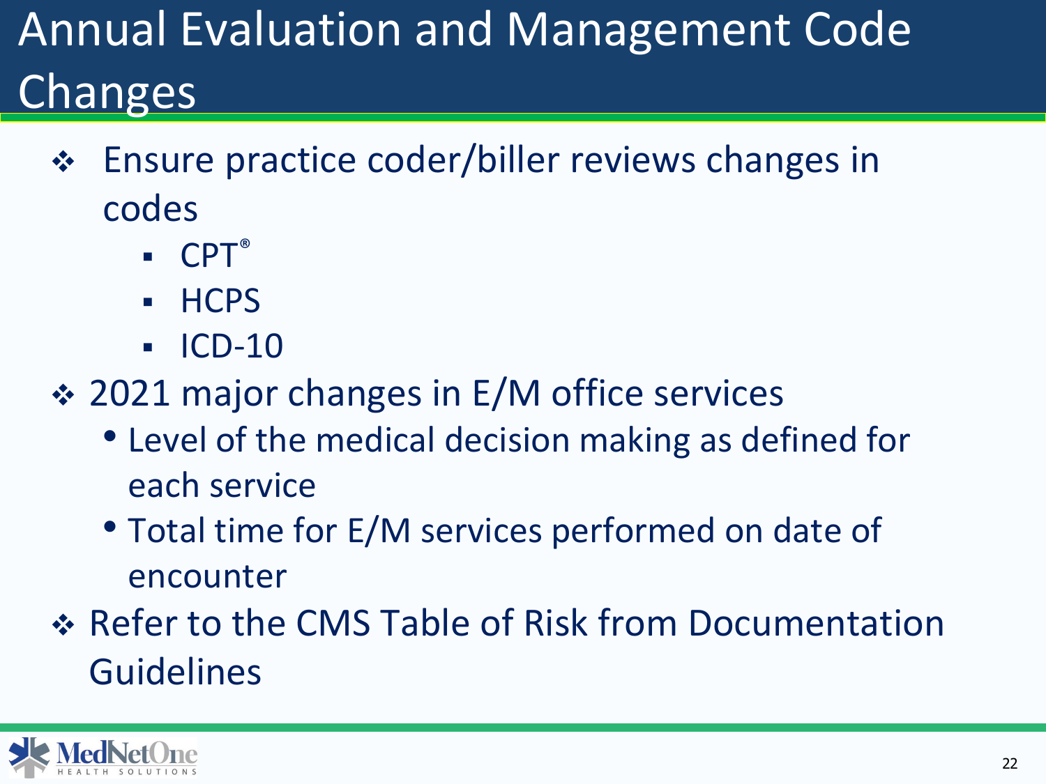# Annual Evaluation and Management Code Changes

- Ensure practice coder/biller reviews changes in codes
  - CPT®
  - HCPS
  - ICD-10
- 2021 major changes in E/M office services
  - Level of the medical decision making as defined for each service
  - Total time for E/M services performed on date of encounter
- Refer to the CMS Table of Risk from Documentation Guidelines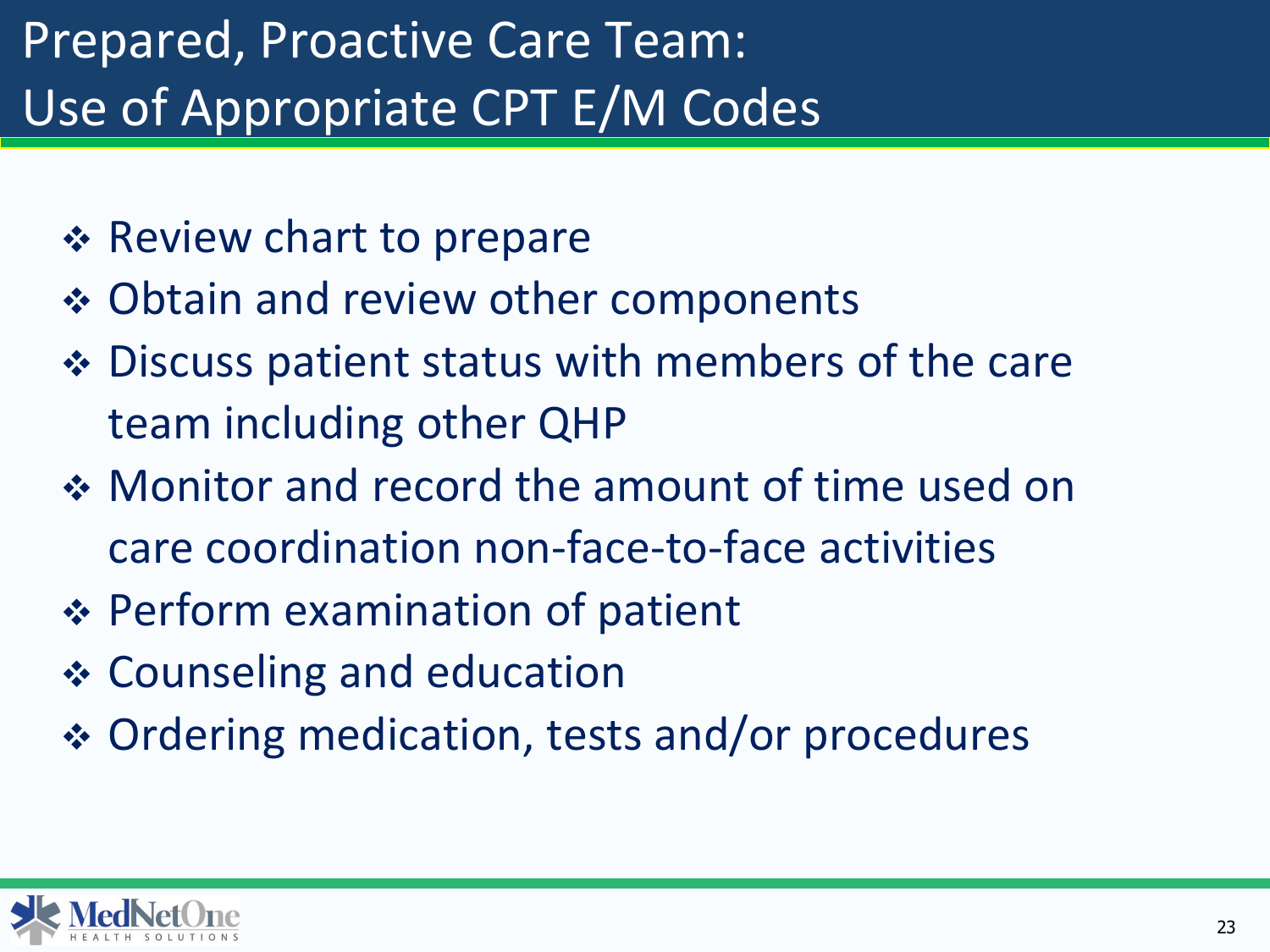# Prepared, Proactive Care Team: Use of Appropriate CPT E/M Codes

- Review chart to prepare
- Obtain and review other components
- Discuss patient status with members of the care team including other QHP
- Monitor and record the amount of time used on care coordination non-face-to-face activities
- Perform examination of patient
- Counseling and education
- Ordering medication, tests and/or procedures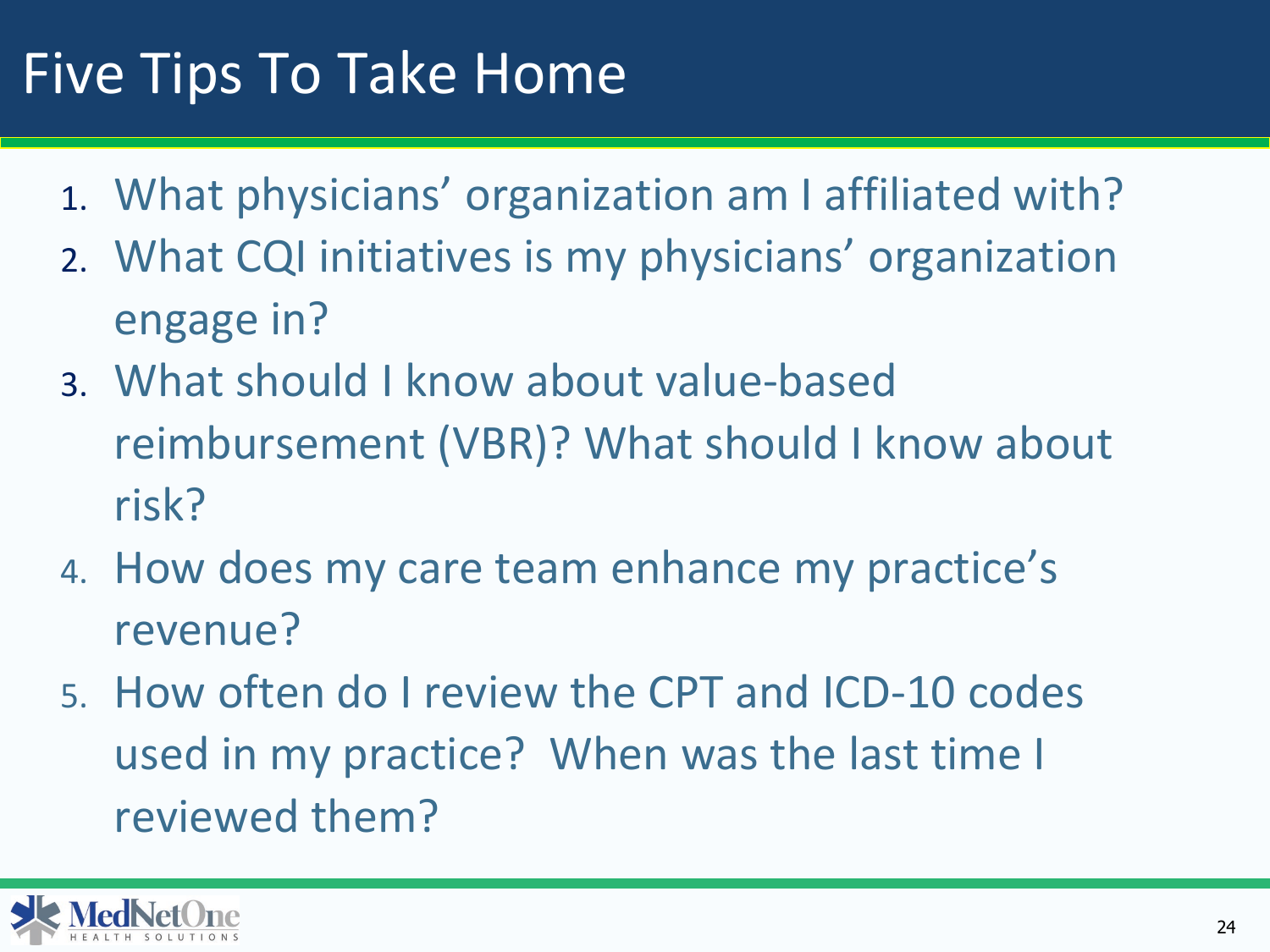# Five Tips To Take Home

1. What physicians' organization am I affiliated with?
2. What CQI initiatives is my physicians' organization engage in?
3. What should I know about value-based reimbursement (VBR)? What should I know about risk?
4. How does my care team enhance my practice's revenue?
5. How often do I review the CPT and ICD-10 codes used in my practice?  When was the last time I reviewed them?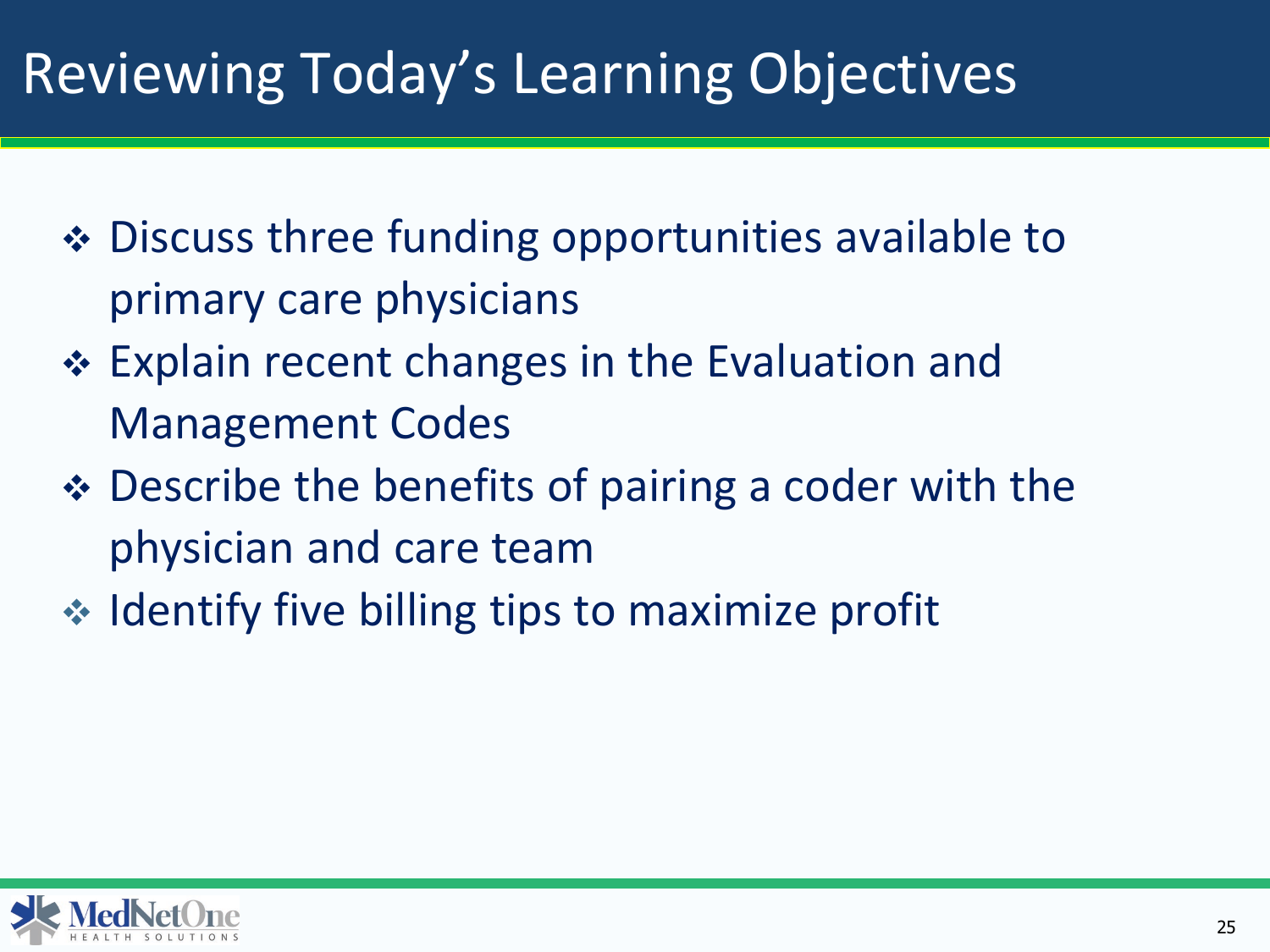# Reviewing Today's Learning Objectives

- Discuss three funding opportunities available to primary care physicians
- Explain recent changes in the Evaluation and Management Codes
- Describe the benefits of pairing a coder with the physician and care team
- Identify five billing tips to maximize profit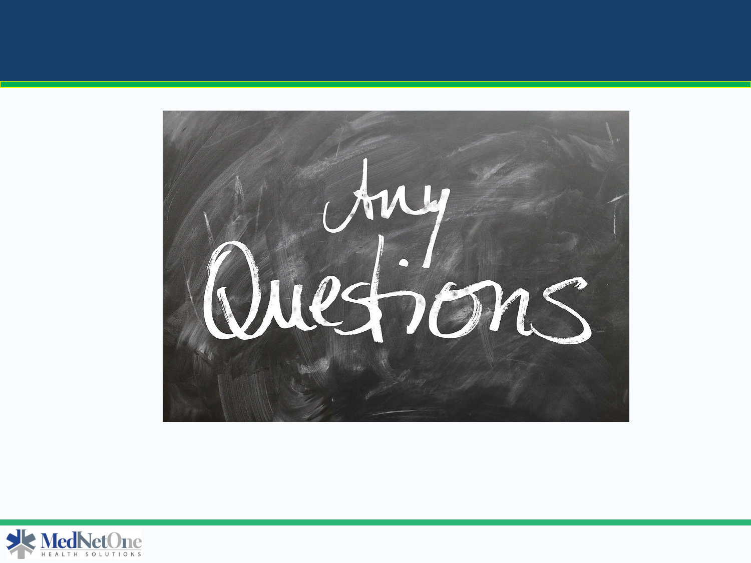Any Questions